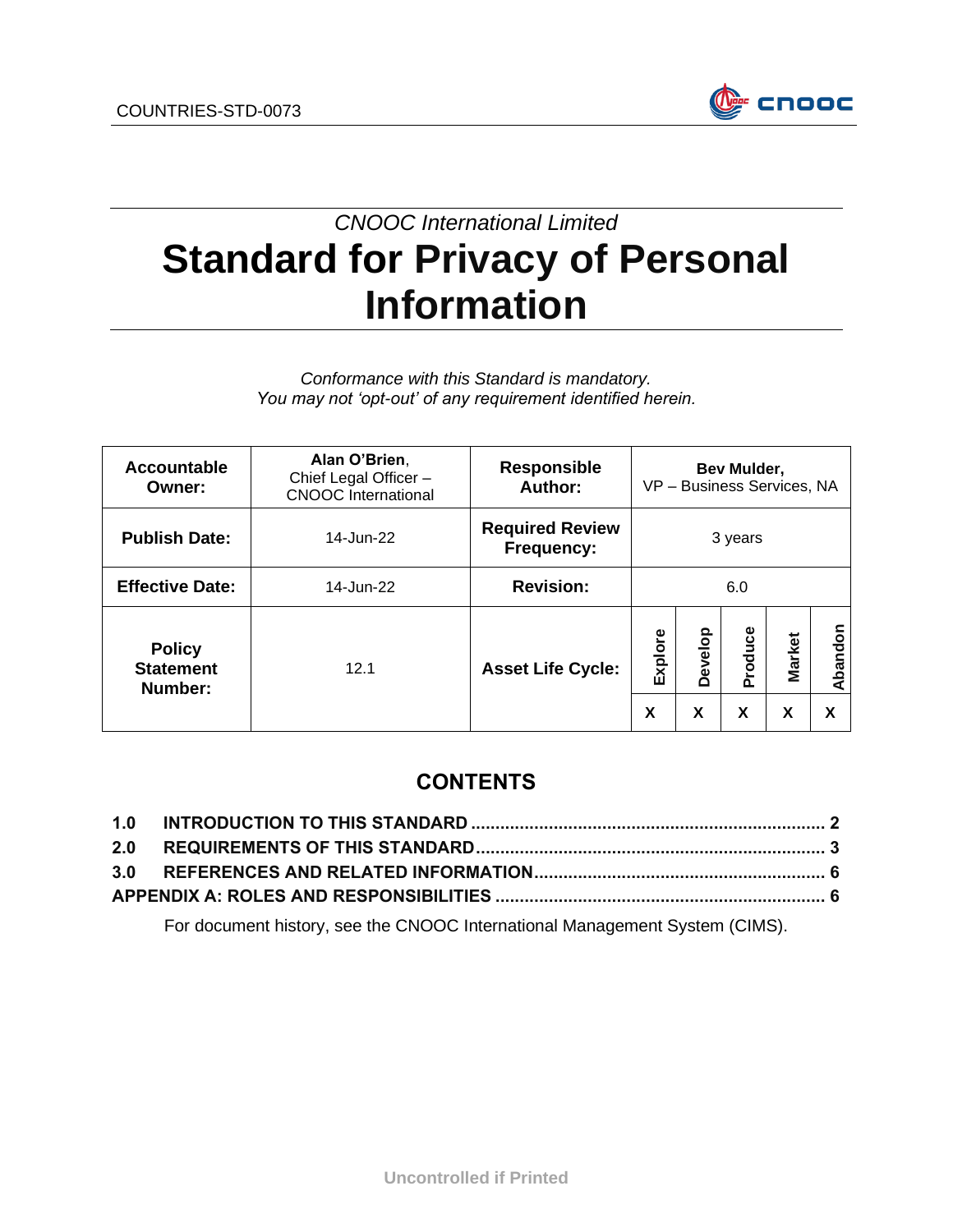COUNTRIES-STD-0073

*CNOOC International Limited*

# Standard for Privacy of Personal Information

*Conformance with this Standard is mandatory.*
*You may not 'opt-out' of any requirement identified herein.*

| **Accountable Owner:** | **Alan O'Brien**, Chief Legal Officer – CNOOC International | **Responsible Author:** | **Bev Mulder**, VP – Business Services, NA | | | | |
|---|---|---|---|---|---|---|---|
| **Publish Date:** | 14-Jun-22 | **Required Review Frequency:** | 3 years | | | | |
| **Effective Date:** | 14-Jun-22 | **Revision:** | 6.0 | | | | |
| **Policy Statement Number:** | 12.1 | **Asset Life Cycle:** | **Explore** | **Develop** | **Produce** | **Market** | **Abandon** |
| | | | **X** | **X** | **X** | **X** | **X** |

## CONTENTS

**1.0 INTRODUCTION TO THIS STANDARD ........ 2**
**2.0 REQUIREMENTS OF THIS STANDARD ........ 3**
**3.0 REFERENCES AND RELATED INFORMATION ........ 6**
**APPENDIX A: ROLES AND RESPONSIBILITIES ........ 6**

For document history, see the CNOOC International Management System (CIMS).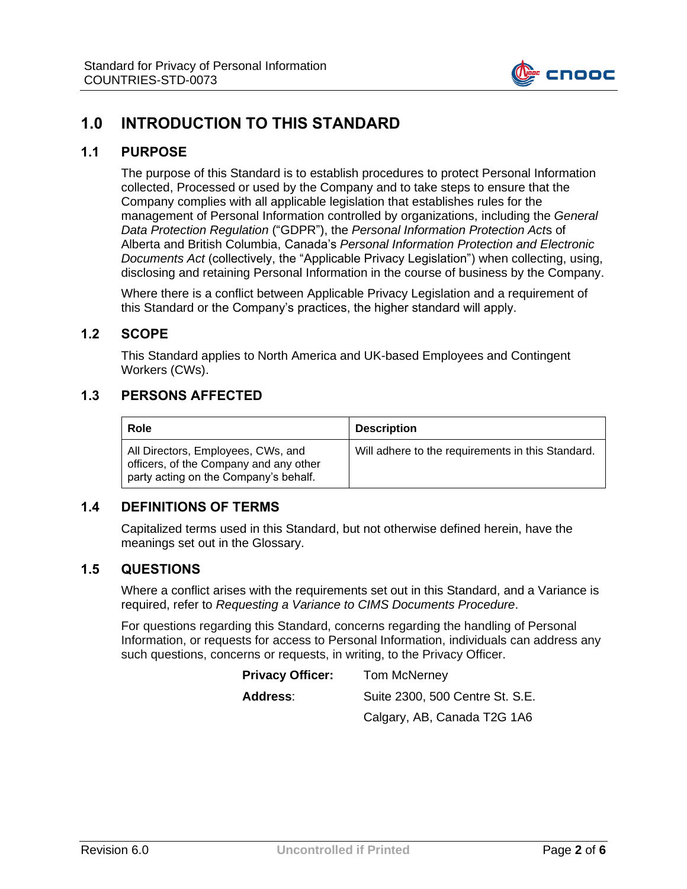# 1.0 INTRODUCTION TO THIS STANDARD

## 1.1 PURPOSE

The purpose of this Standard is to establish procedures to protect Personal Information collected, Processed or used by the Company and to take steps to ensure that the Company complies with all applicable legislation that establishes rules for the management of Personal Information controlled by organizations, including the *General Data Protection Regulation* ("GDPR"), the *Personal Information Protection Act*s of Alberta and British Columbia, Canada's *Personal Information Protection and Electronic Documents Act* (collectively, the "Applicable Privacy Legislation") when collecting, using, disclosing and retaining Personal Information in the course of business by the Company.

Where there is a conflict between Applicable Privacy Legislation and a requirement of this Standard or the Company's practices, the higher standard will apply.

## 1.2 SCOPE

This Standard applies to North America and UK-based Employees and Contingent Workers (CWs).

## 1.3 PERSONS AFFECTED

| Role | Description |
|---|---|
| All Directors, Employees, CWs, and officers, of the Company and any other party acting on the Company's behalf. | Will adhere to the requirements in this Standard. |

## 1.4 DEFINITIONS OF TERMS

Capitalized terms used in this Standard, but not otherwise defined herein, have the meanings set out in the Glossary.

## 1.5 QUESTIONS

Where a conflict arises with the requirements set out in this Standard, and a Variance is required, refer to *Requesting a Variance to CIMS Documents Procedure*.

For questions regarding this Standard, concerns regarding the handling of Personal Information, or requests for access to Personal Information, individuals can address any such questions, concerns or requests, in writing, to the Privacy Officer.

**Privacy Officer:** Tom McNerney

**Address**: Suite 2300, 500 Centre St. S.E.
Calgary, AB, Canada T2G 1A6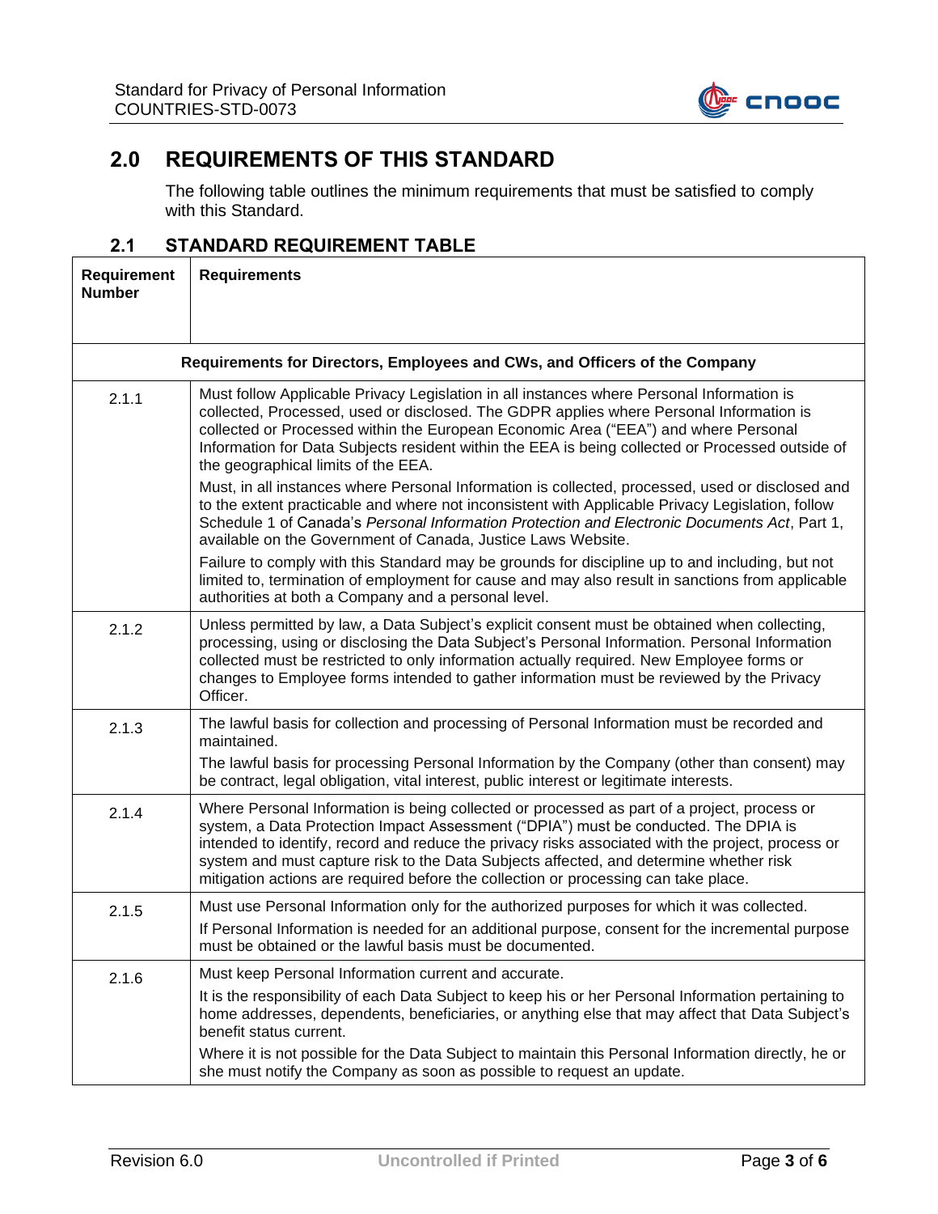## 2.0 REQUIREMENTS OF THIS STANDARD

The following table outlines the minimum requirements that must be satisfied to comply with this Standard.

### 2.1 STANDARD REQUIREMENT TABLE

| Requirement Number | Requirements |
|---|---|
| **Requirements for Directors, Employees and CWs, and Officers of the Company** | |
| 2.1.1 | Must follow Applicable Privacy Legislation in all instances where Personal Information is collected, Processed, used or disclosed. The GDPR applies where Personal Information is collected or Processed within the European Economic Area ("EEA") and where Personal Information for Data Subjects resident within the EEA is being collected or Processed outside of the geographical limits of the EEA.<br><br>Must, in all instances where Personal Information is collected, processed, used or disclosed and to the extent practicable and where not inconsistent with Applicable Privacy Legislation, follow Schedule 1 of Canada's *Personal Information Protection and Electronic Documents Act*, Part 1, available on the Government of Canada, Justice Laws Website.<br><br>Failure to comply with this Standard may be grounds for discipline up to and including, but not limited to, termination of employment for cause and may also result in sanctions from applicable authorities at both a Company and a personal level. |
| 2.1.2 | Unless permitted by law, a Data Subject's explicit consent must be obtained when collecting, processing, using or disclosing the Data Subject's Personal Information. Personal Information collected must be restricted to only information actually required. New Employee forms or changes to Employee forms intended to gather information must be reviewed by the Privacy Officer. |
| 2.1.3 | The lawful basis for collection and processing of Personal Information must be recorded and maintained.<br><br>The lawful basis for processing Personal Information by the Company (other than consent) may be contract, legal obligation, vital interest, public interest or legitimate interests. |
| 2.1.4 | Where Personal Information is being collected or processed as part of a project, process or system, a Data Protection Impact Assessment ("DPIA") must be conducted. The DPIA is intended to identify, record and reduce the privacy risks associated with the project, process or system and must capture risk to the Data Subjects affected, and determine whether risk mitigation actions are required before the collection or processing can take place. |
| 2.1.5 | Must use Personal Information only for the authorized purposes for which it was collected.<br><br>If Personal Information is needed for an additional purpose, consent for the incremental purpose must be obtained or the lawful basis must be documented. |
| 2.1.6 | Must keep Personal Information current and accurate.<br><br>It is the responsibility of each Data Subject to keep his or her Personal Information pertaining to home addresses, dependents, beneficiaries, or anything else that may affect that Data Subject's benefit status current.<br><br>Where it is not possible for the Data Subject to maintain this Personal Information directly, he or she must notify the Company as soon as possible to request an update. |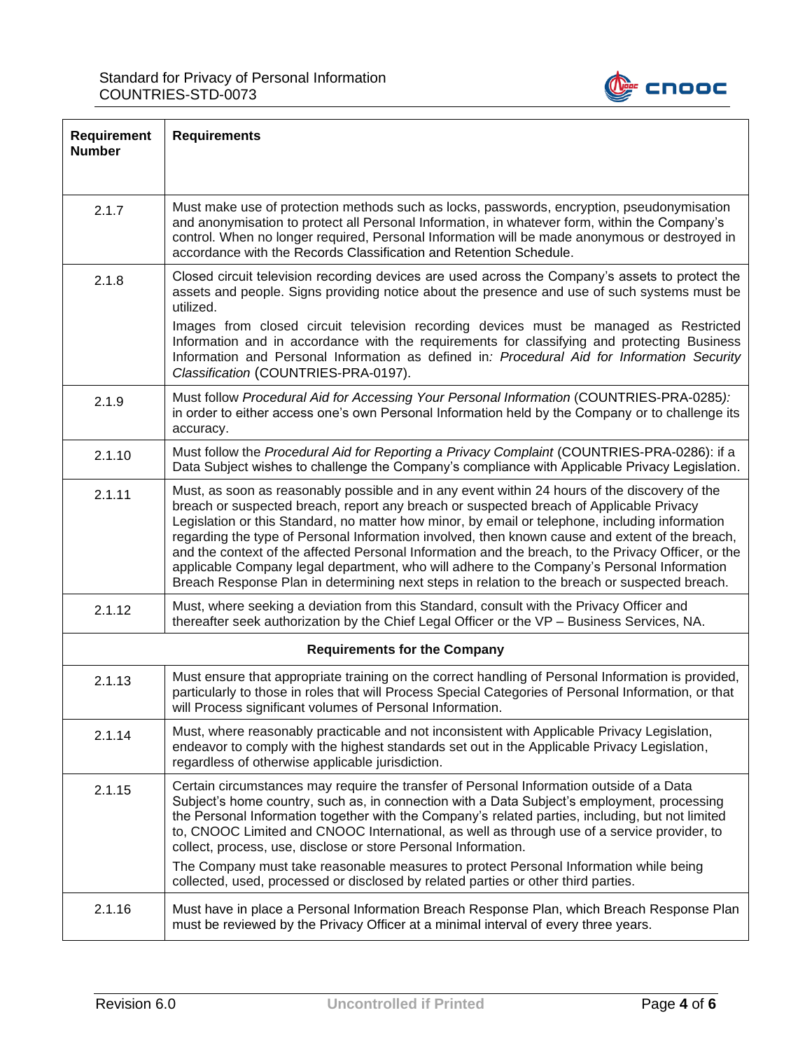| Requirement Number | Requirements |
|---|---|
| 2.1.7 | Must make use of protection methods such as locks, passwords, encryption, pseudonymisation and anonymisation to protect all Personal Information, in whatever form, within the Company's control. When no longer required, Personal Information will be made anonymous or destroyed in accordance with the Records Classification and Retention Schedule. |
| 2.1.8 | Closed circuit television recording devices are used across the Company's assets to protect the assets and people. Signs providing notice about the presence and use of such systems must be utilized.<br><br>Images from closed circuit television recording devices must be managed as Restricted Information and in accordance with the requirements for classifying and protecting Business Information and Personal Information as defined in*: Procedural Aid for Information Security Classification* (COUNTRIES-PRA-0197). |
| 2.1.9 | Must follow *Procedural Aid for Accessing Your Personal Information* (COUNTRIES-PRA-0285*):* in order to either access one's own Personal Information held by the Company or to challenge its accuracy. |
| 2.1.10 | Must follow the *Procedural Aid for Reporting a Privacy Complaint* (COUNTRIES-PRA-0286): if a Data Subject wishes to challenge the Company's compliance with Applicable Privacy Legislation. |
| 2.1.11 | Must, as soon as reasonably possible and in any event within 24 hours of the discovery of the breach or suspected breach, report any breach or suspected breach of Applicable Privacy Legislation or this Standard, no matter how minor, by email or telephone, including information regarding the type of Personal Information involved, then known cause and extent of the breach, and the context of the affected Personal Information and the breach, to the Privacy Officer, or the applicable Company legal department, who will adhere to the Company's Personal Information Breach Response Plan in determining next steps in relation to the breach or suspected breach. |
| 2.1.12 | Must, where seeking a deviation from this Standard, consult with the Privacy Officer and thereafter seek authorization by the Chief Legal Officer or the VP – Business Services, NA. |
| **Requirements for the Company** | |
| 2.1.13 | Must ensure that appropriate training on the correct handling of Personal Information is provided, particularly to those in roles that will Process Special Categories of Personal Information, or that will Process significant volumes of Personal Information. |
| 2.1.14 | Must, where reasonably practicable and not inconsistent with Applicable Privacy Legislation, endeavor to comply with the highest standards set out in the Applicable Privacy Legislation, regardless of otherwise applicable jurisdiction. |
| 2.1.15 | Certain circumstances may require the transfer of Personal Information outside of a Data Subject's home country, such as, in connection with a Data Subject's employment, processing the Personal Information together with the Company's related parties, including, but not limited to, CNOOC Limited and CNOOC International, as well as through use of a service provider, to collect, process, use, disclose or store Personal Information.<br><br>The Company must take reasonable measures to protect Personal Information while being collected, used, processed or disclosed by related parties or other third parties. |
| 2.1.16 | Must have in place a Personal Information Breach Response Plan, which Breach Response Plan must be reviewed by the Privacy Officer at a minimal interval of every three years. |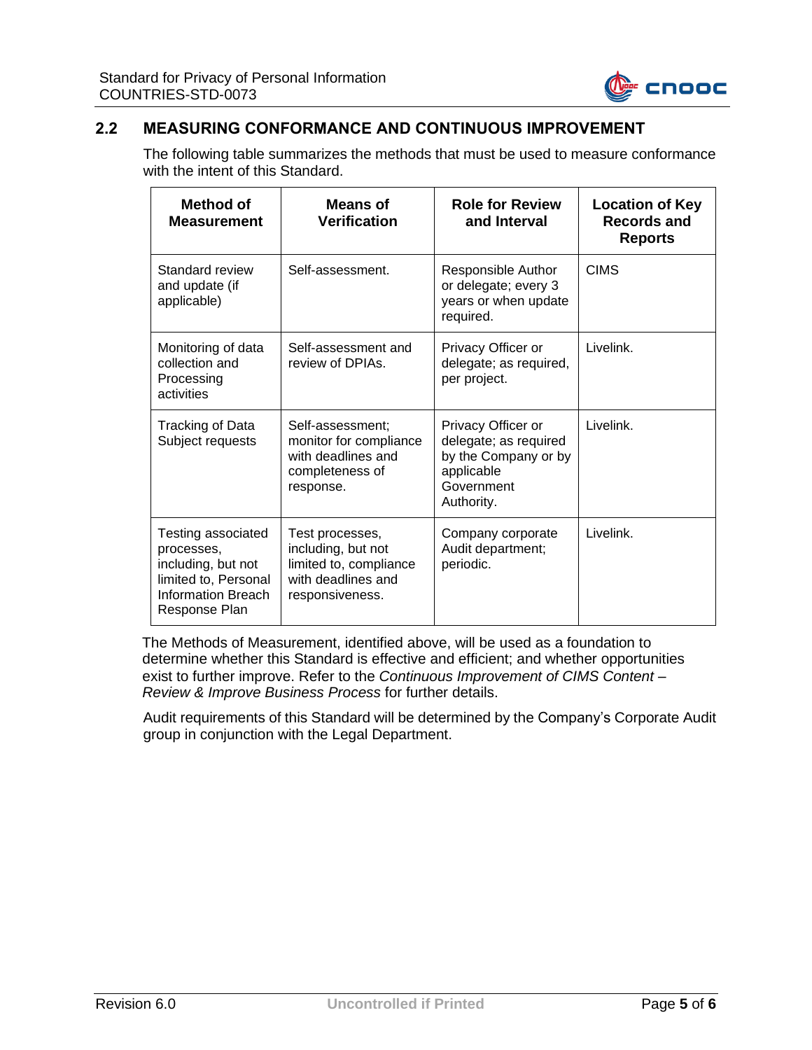## 2.2 MEASURING CONFORMANCE AND CONTINUOUS IMPROVEMENT

The following table summarizes the methods that must be used to measure conformance with the intent of this Standard.

| Method of Measurement | Means of Verification | Role for Review and Interval | Location of Key Records and Reports |
|---|---|---|---|
| Standard review and update (if applicable) | Self-assessment. | Responsible Author or delegate; every 3 years or when update required. | CIMS |
| Monitoring of data collection and Processing activities | Self-assessment and review of DPIAs. | Privacy Officer or delegate; as required, per project. | Livelink. |
| Tracking of Data Subject requests | Self-assessment; monitor for compliance with deadlines and completeness of response. | Privacy Officer or delegate; as required by the Company or by applicable Government Authority. | Livelink. |
| Testing associated processes, including, but not limited to, Personal Information Breach Response Plan | Test processes, including, but not limited to, compliance with deadlines and responsiveness. | Company corporate Audit department; periodic. | Livelink. |

The Methods of Measurement, identified above, will be used as a foundation to determine whether this Standard is effective and efficient; and whether opportunities exist to further improve. Refer to the *Continuous Improvement of CIMS Content – Review & Improve Business Process* for further details.

Audit requirements of this Standard will be determined by the Company's Corporate Audit group in conjunction with the Legal Department.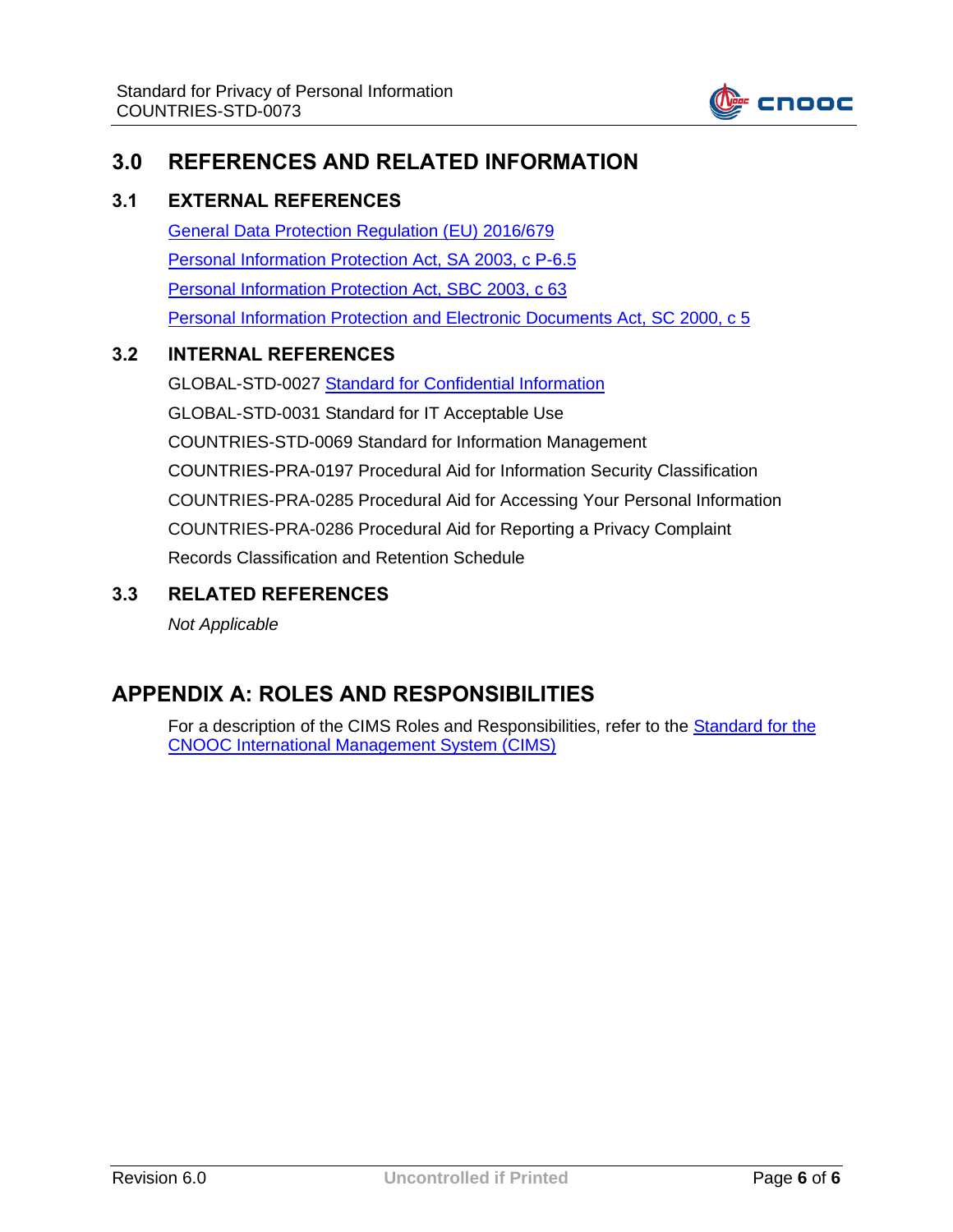# 3.0 REFERENCES AND RELATED INFORMATION

## 3.1 EXTERNAL REFERENCES

General Data Protection Regulation (EU) 2016/679

Personal Information Protection Act, SA 2003, c P-6.5

Personal Information Protection Act, SBC 2003, c 63

Personal Information Protection and Electronic Documents Act, SC 2000, c 5

## 3.2 INTERNAL REFERENCES

GLOBAL-STD-0027 Standard for Confidential Information

GLOBAL-STD-0031 Standard for IT Acceptable Use

COUNTRIES-STD-0069 Standard for Information Management

COUNTRIES-PRA-0197 Procedural Aid for Information Security Classification

COUNTRIES-PRA-0285 Procedural Aid for Accessing Your Personal Information

COUNTRIES-PRA-0286 Procedural Aid for Reporting a Privacy Complaint

Records Classification and Retention Schedule

## 3.3 RELATED REFERENCES

*Not Applicable*

# APPENDIX A: ROLES AND RESPONSIBILITIES

For a description of the CIMS Roles and Responsibilities, refer to the Standard for the CNOOC International Management System (CIMS)